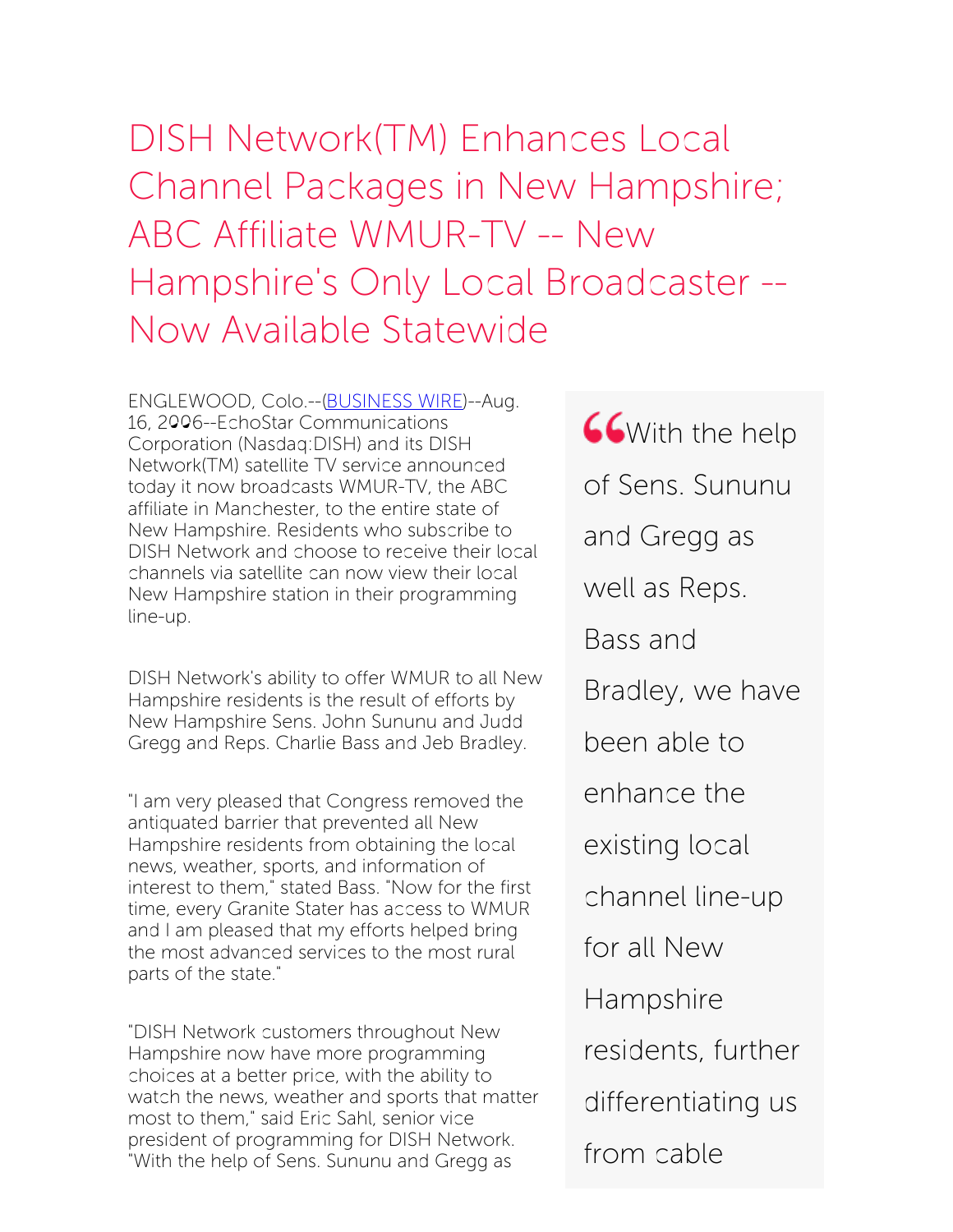# DISH Network(TM) Enhances Local Channel Packages in New Hampshire; ABC Affiliate WMUR-TV -- New Hampshire's Only Local Broadcaster -- Now Available Statewide

ENGLEWOOD, Colo.--(BUSINESS WIRE)--Aug. 16, 2006--EchoStar Communications Corporation (Nasdaq:DISH) and its DISH Network(TM) satellite TV service announced today it now broadcasts WMUR-TV, the ABC affiliate in Manchester, to the entire state of New Hampshire. Residents who subscribe to DISH Network and choose to receive their local channels via satellite can now view their local New Hampshire station in their programming line-up.

DISH Network's ability to offer WMUR to all New Hampshire residents is the result of efforts by New Hampshire Sens. John Sununu and Judd Gregg and Reps. Charlie Bass and Jeb Bradley.

"I am very pleased that Congress removed the antiquated barrier that prevented all New Hampshire residents from obtaining the local news, weather, sports, and information of interest to them," stated Bass. "Now for the first time, every Granite Stater has access to WMUR and I am pleased that my efforts helped bring the most advanced services to the most rural parts of the state."

"DISH Network customers throughout New Hampshire now have more programming choices at a better price, with the ability to watch the news, weather and sports that matter most to them," said Eric Sahl, senior vice president of programming for DISH Network. "With the help of Sens. Sununu and Gregg as

> "With the help of Sens. Sununu and Gregg as well as Reps. Bass and Bradley, we have been able to enhance the existing local channel line-up for all New Hampshire residents, further differentiating us from cable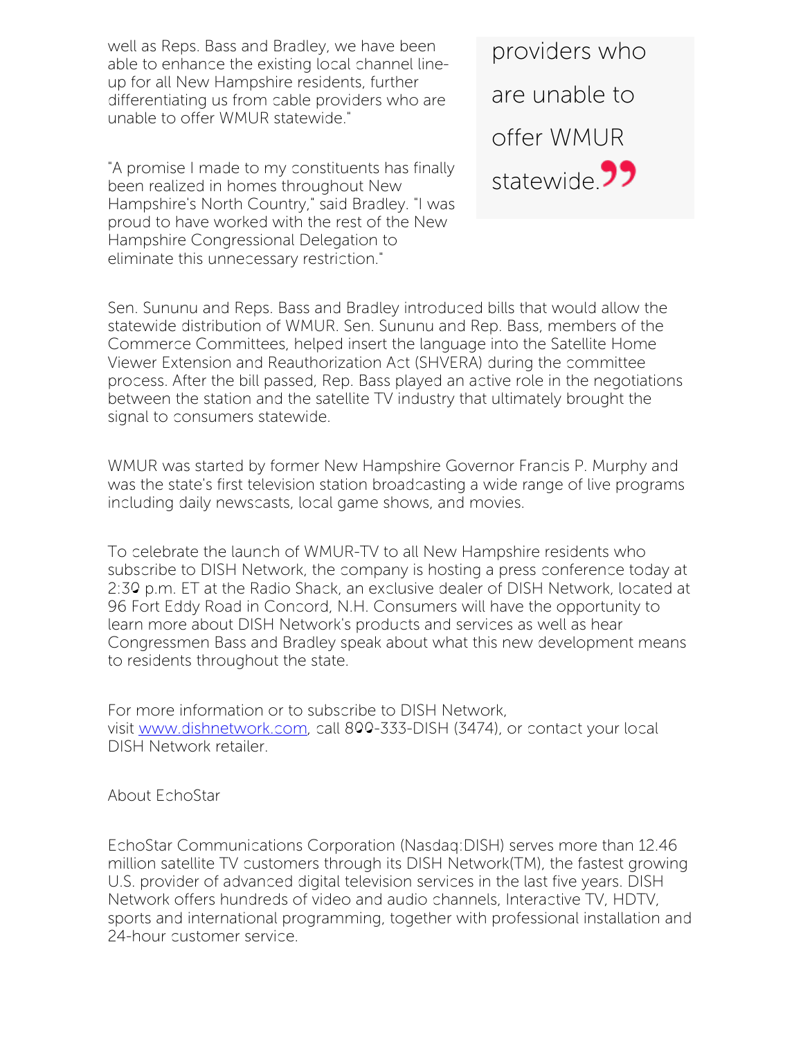well as Reps. Bass and Bradley, we have been able to enhance the existing local channel line-up for all New Hampshire residents, further differentiating us from cable providers who are unable to offer WMUR statewide."

> providers who are unable to offer WMUR statewide.

"A promise I made to my constituents has finally been realized in homes throughout New Hampshire's North Country," said Bradley. "I was proud to have worked with the rest of the New Hampshire Congressional Delegation to eliminate this unnecessary restriction."

Sen. Sununu and Reps. Bass and Bradley introduced bills that would allow the statewide distribution of WMUR. Sen. Sununu and Rep. Bass, members of the Commerce Committees, helped insert the language into the Satellite Home Viewer Extension and Reauthorization Act (SHVERA) during the committee process. After the bill passed, Rep. Bass played an active role in the negotiations between the station and the satellite TV industry that ultimately brought the signal to consumers statewide.

WMUR was started by former New Hampshire Governor Francis P. Murphy and was the state's first television station broadcasting a wide range of live programs including daily newscasts, local game shows, and movies.

To celebrate the launch of WMUR-TV to all New Hampshire residents who subscribe to DISH Network, the company is hosting a press conference today at 2:30 p.m. ET at the Radio Shack, an exclusive dealer of DISH Network, located at 96 Fort Eddy Road in Concord, N.H. Consumers will have the opportunity to learn more about DISH Network's products and services as well as hear Congressmen Bass and Bradley speak about what this new development means to residents throughout the state.

For more information or to subscribe to DISH Network, visit [www.dishnetwork.com](http://www.dishnetwork.com), call 800-333-DISH (3474), or contact your local DISH Network retailer.

About EchoStar

EchoStar Communications Corporation (Nasdaq:DISH) serves more than 12.46 million satellite TV customers through its DISH Network(TM), the fastest growing U.S. provider of advanced digital television services in the last five years. DISH Network offers hundreds of video and audio channels, Interactive TV, HDTV, sports and international programming, together with professional installation and 24-hour customer service.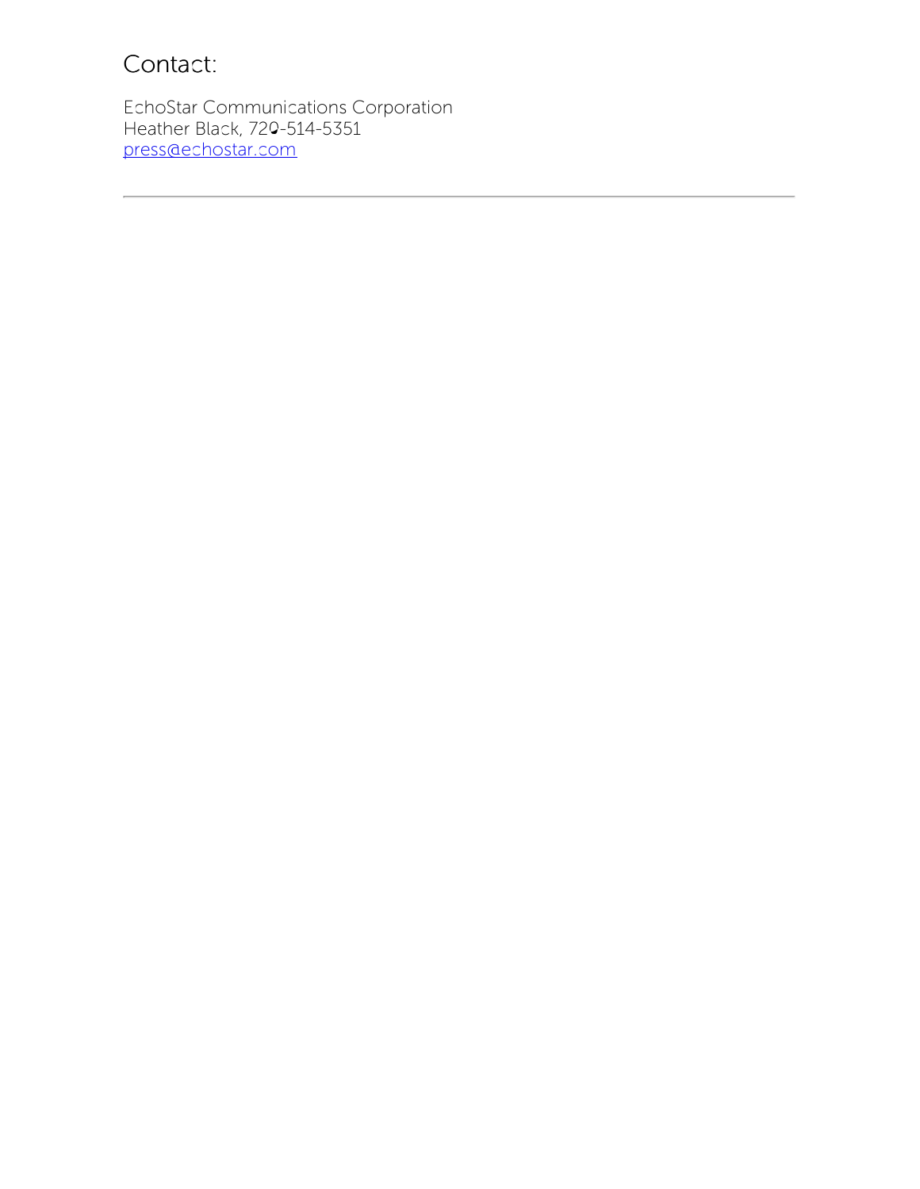# Contact:

EchoStar Communications Corporation
Heather Black, 720-514-5351
press@echostar.com

---